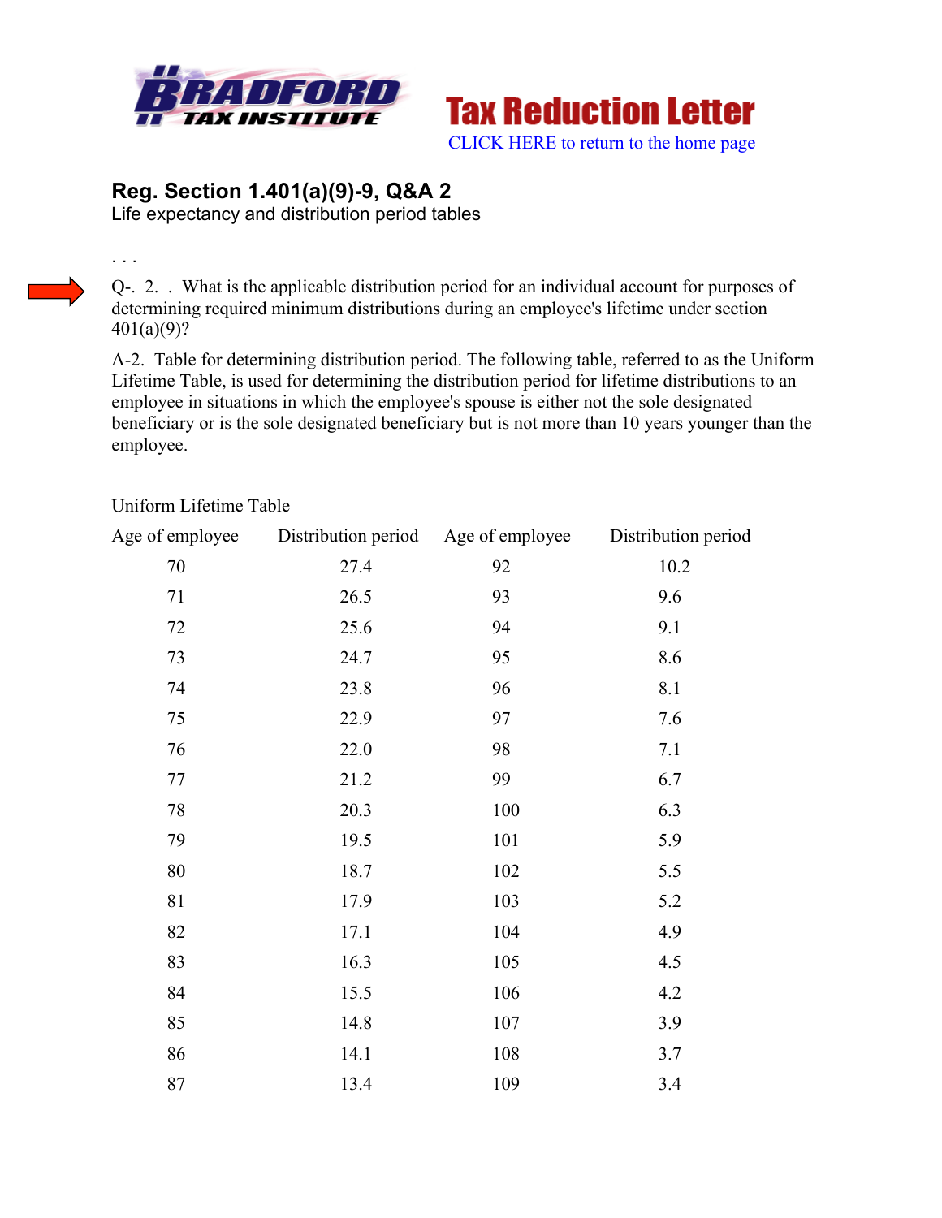**Tax Reduction Letter**

CLICK HERE to return to the home page

## Reg. Section 1.401(a)(9)-9, Q&A 2

Life expectancy and distribution period tables

. . .

Q-. 2. . What is the applicable distribution period for an individual account for purposes of determining required minimum distributions during an employee's lifetime under section 401(a)(9)?

A-2. Table for determining distribution period. The following table, referred to as the Uniform Lifetime Table, is used for determining the distribution period for lifetime distributions to an employee in situations in which the employee's spouse is either not the sole designated beneficiary or is the sole designated beneficiary but is not more than 10 years younger than the employee.

Uniform Lifetime Table

| Age of employee | Distribution period | Age of employee | Distribution period |
|---|---|---|---|
| 70 | 27.4 | 92 | 10.2 |
| 71 | 26.5 | 93 | 9.6 |
| 72 | 25.6 | 94 | 9.1 |
| 73 | 24.7 | 95 | 8.6 |
| 74 | 23.8 | 96 | 8.1 |
| 75 | 22.9 | 97 | 7.6 |
| 76 | 22.0 | 98 | 7.1 |
| 77 | 21.2 | 99 | 6.7 |
| 78 | 20.3 | 100 | 6.3 |
| 79 | 19.5 | 101 | 5.9 |
| 80 | 18.7 | 102 | 5.5 |
| 81 | 17.9 | 103 | 5.2 |
| 82 | 17.1 | 104 | 4.9 |
| 83 | 16.3 | 105 | 4.5 |
| 84 | 15.5 | 106 | 4.2 |
| 85 | 14.8 | 107 | 3.9 |
| 86 | 14.1 | 108 | 3.7 |
| 87 | 13.4 | 109 | 3.4 |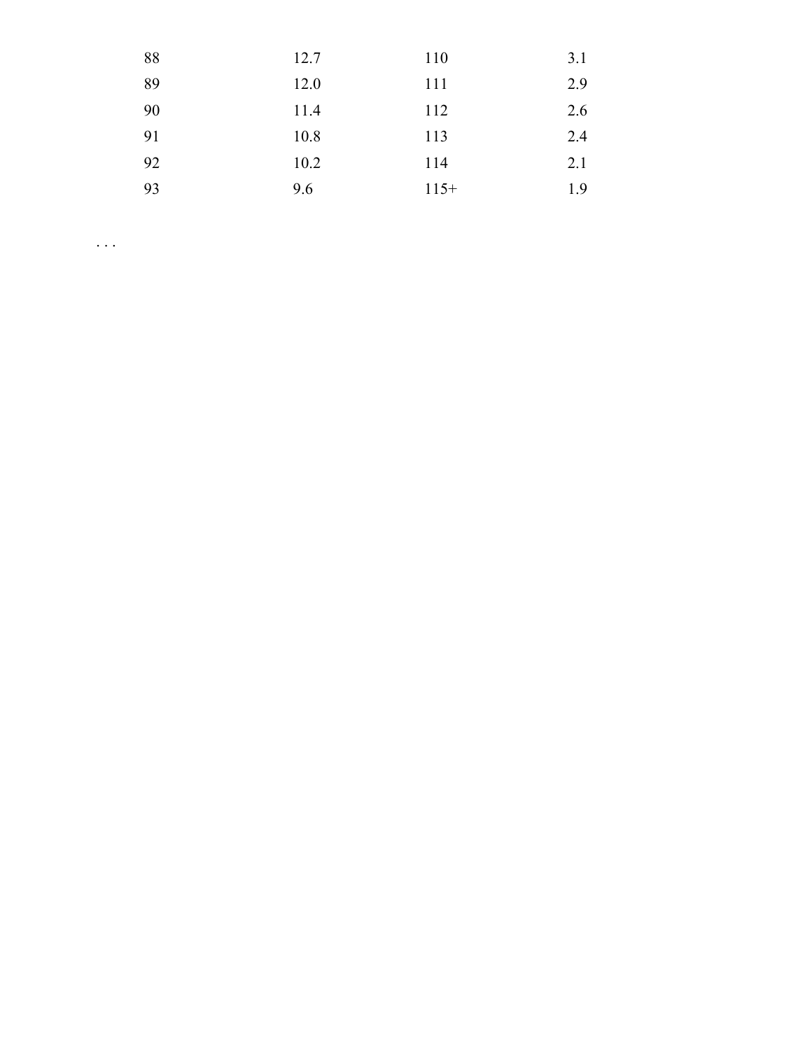| | | | |
|---|---|---|---|
| 88 | 12.7 | 110 | 3.1 |
| 89 | 12.0 | 111 | 2.9 |
| 90 | 11.4 | 112 | 2.6 |
| 91 | 10.8 | 113 | 2.4 |
| 92 | 10.2 | 114 | 2.1 |
| 93 | 9.6 | 115+ | 1.9 |

. . .